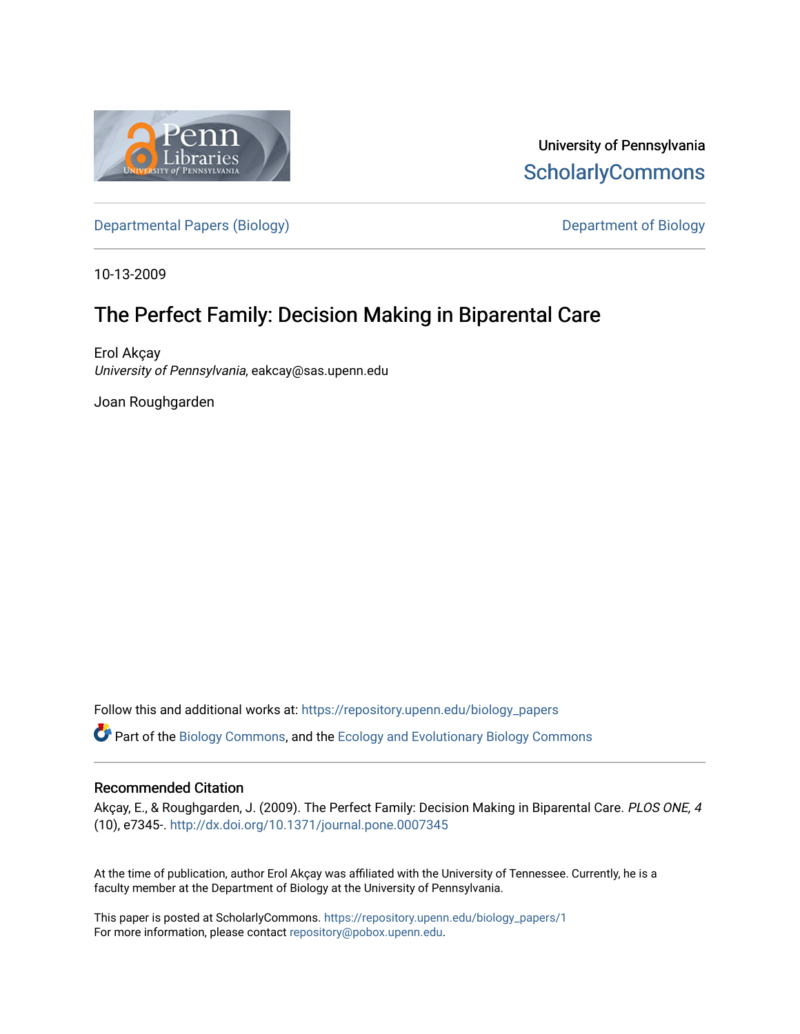University of Pennsylvania
ScholarlyCommons

Departmental Papers (Biology)

Department of Biology

10-13-2009

# The Perfect Family: Decision Making in Biparental Care

Erol Akçay
*University of Pennsylvania*, eakcay@sas.upenn.edu

Joan Roughgarden

Follow this and additional works at: https://repository.upenn.edu/biology_papers

Part of the Biology Commons, and the Ecology and Evolutionary Biology Commons

## Recommended Citation

Akçay, E., & Roughgarden, J. (2009). The Perfect Family: Decision Making in Biparental Care. *PLOS ONE, 4* (10), e7345-. http://dx.doi.org/10.1371/journal.pone.0007345

At the time of publication, author Erol Akçay was affiliated with the University of Tennessee. Currently, he is a faculty member at the Department of Biology at the University of Pennsylvania.

This paper is posted at ScholarlyCommons. https://repository.upenn.edu/biology_papers/1
For more information, please contact repository@pobox.upenn.edu.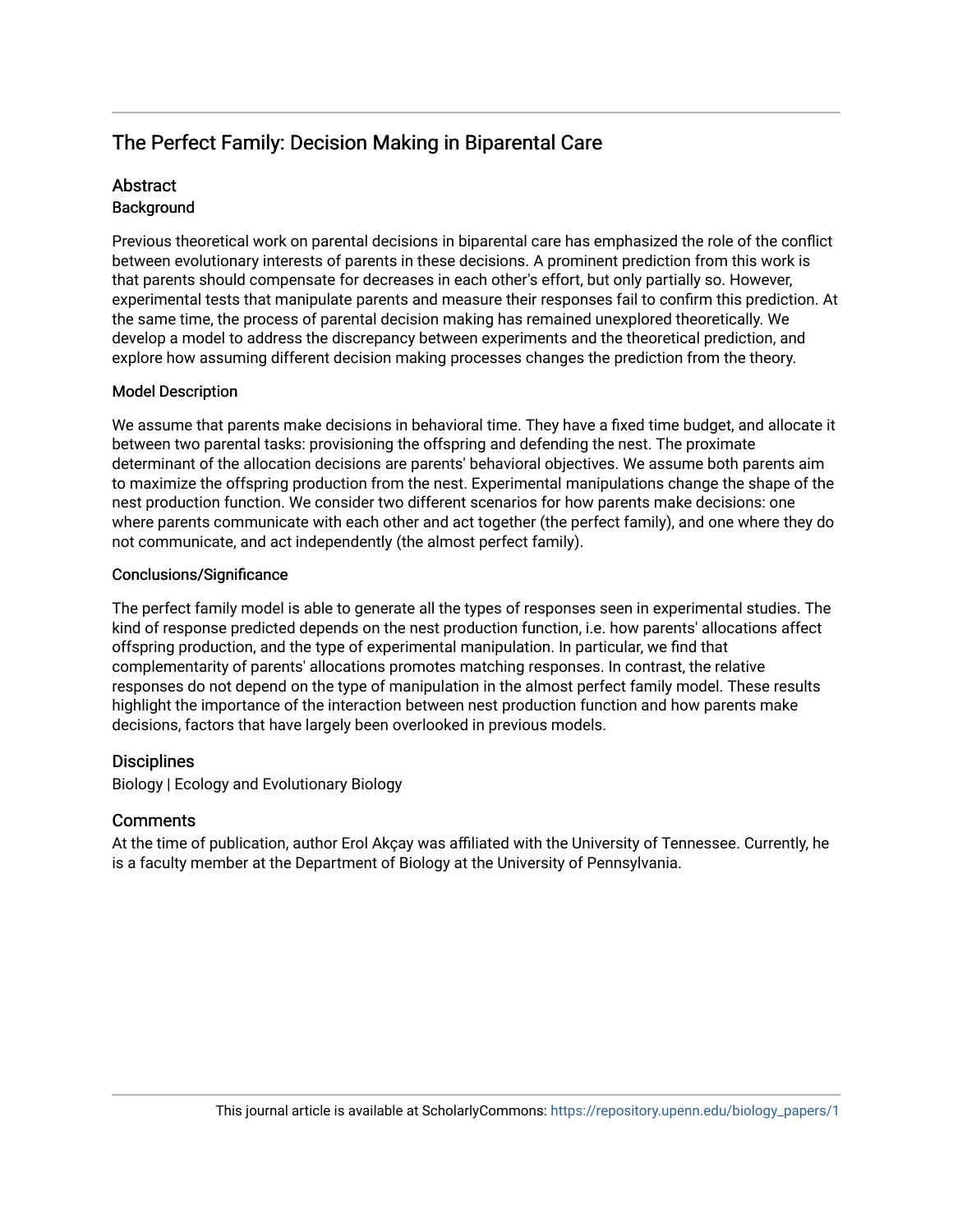# The Perfect Family: Decision Making in Biparental Care

## Abstract

### Background

Previous theoretical work on parental decisions in biparental care has emphasized the role of the conflict between evolutionary interests of parents in these decisions. A prominent prediction from this work is that parents should compensate for decreases in each other's effort, but only partially so. However, experimental tests that manipulate parents and measure their responses fail to confirm this prediction. At the same time, the process of parental decision making has remained unexplored theoretically. We develop a model to address the discrepancy between experiments and the theoretical prediction, and explore how assuming different decision making processes changes the prediction from the theory.

### Model Description

We assume that parents make decisions in behavioral time. They have a fixed time budget, and allocate it between two parental tasks: provisioning the offspring and defending the nest. The proximate determinant of the allocation decisions are parents' behavioral objectives. We assume both parents aim to maximize the offspring production from the nest. Experimental manipulations change the shape of the nest production function. We consider two different scenarios for how parents make decisions: one where parents communicate with each other and act together (the perfect family), and one where they do not communicate, and act independently (the almost perfect family).

### Conclusions/Significance

The perfect family model is able to generate all the types of responses seen in experimental studies. The kind of response predicted depends on the nest production function, i.e. how parents' allocations affect offspring production, and the type of experimental manipulation. In particular, we find that complementarity of parents' allocations promotes matching responses. In contrast, the relative responses do not depend on the type of manipulation in the almost perfect family model. These results highlight the importance of the interaction between nest production function and how parents make decisions, factors that have largely been overlooked in previous models.

## Disciplines

Biology | Ecology and Evolutionary Biology

## Comments

At the time of publication, author Erol Akçay was affiliated with the University of Tennessee. Currently, he is a faculty member at the Department of Biology at the University of Pennsylvania.

This journal article is available at ScholarlyCommons: https://repository.upenn.edu/biology_papers/1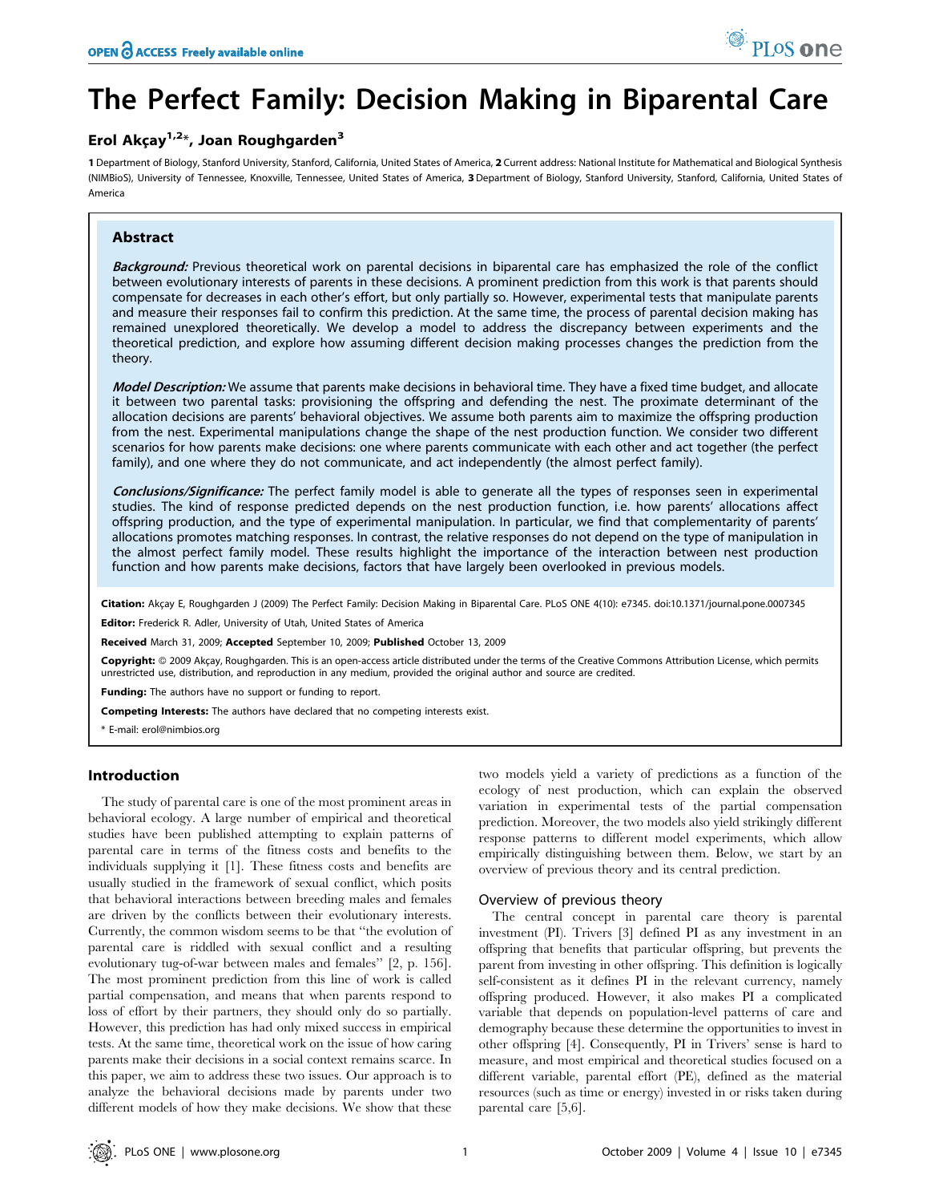# The Perfect Family: Decision Making in Biparental Care

## Erol Akçay[1,2]*, Joan Roughgarden[3]

**1** Department of Biology, Stanford University, Stanford, California, United States of America, **2** Current address: National Institute for Mathematical and Biological Synthesis (NIMBioS), University of Tennessee, Knoxville, Tennessee, United States of America, **3** Department of Biology, Stanford University, Stanford, California, United States of America

### Abstract

***Background:*** Previous theoretical work on parental decisions in biparental care has emphasized the role of the conflict between evolutionary interests of parents in these decisions. A prominent prediction from this work is that parents should compensate for decreases in each other's effort, but only partially so. However, experimental tests that manipulate parents and measure their responses fail to confirm this prediction. At the same time, the process of parental decision making has remained unexplored theoretically. We develop a model to address the discrepancy between experiments and the theoretical prediction, and explore how assuming different decision making processes changes the prediction from the theory.

***Model Description:*** We assume that parents make decisions in behavioral time. They have a fixed time budget, and allocate it between two parental tasks: provisioning the offspring and defending the nest. The proximate determinant of the allocation decisions are parents' behavioral objectives. We assume both parents aim to maximize the offspring production from the nest. Experimental manipulations change the shape of the nest production function. We consider two different scenarios for how parents make decisions: one where parents communicate with each other and act together (the perfect family), and one where they do not communicate, and act independently (the almost perfect family).

***Conclusions/Significance:*** The perfect family model is able to generate all the types of responses seen in experimental studies. The kind of response predicted depends on the nest production function, i.e. how parents' allocations affect offspring production, and the type of experimental manipulation. In particular, we find that complementarity of parents' allocations promotes matching responses. In contrast, the relative responses do not depend on the type of manipulation in the almost perfect family model. These results highlight the importance of the interaction between nest production function and how parents make decisions, factors that have largely been overlooked in previous models.

**Citation:** Akçay E, Roughgarden J (2009) The Perfect Family: Decision Making in Biparental Care. PLoS ONE 4(10): e7345. doi:10.1371/journal.pone.0007345

**Editor:** Frederick R. Adler, University of Utah, United States of America

**Received** March 31, 2009; **Accepted** September 10, 2009; **Published** October 13, 2009

**Copyright:** © 2009 Akçay, Roughgarden. This is an open-access article distributed under the terms of the Creative Commons Attribution License, which permits unrestricted use, distribution, and reproduction in any medium, provided the original author and source are credited.

**Funding:** The authors have no support or funding to report.

**Competing Interests:** The authors have declared that no competing interests exist.

\* E-mail: erol@nimbios.org

## Introduction

The study of parental care is one of the most prominent areas in behavioral ecology. A large number of empirical and theoretical studies have been published attempting to explain patterns of parental care in terms of the fitness costs and benefits to the individuals supplying it [1]. These fitness costs and benefits are usually studied in the framework of sexual conflict, which posits that behavioral interactions between breeding males and females are driven by the conflicts between their evolutionary interests. Currently, the common wisdom seems to be that "the evolution of parental care is riddled with sexual conflict and a resulting evolutionary tug-of-war between males and females" [2, p. 156]. The most prominent prediction from this line of work is called partial compensation, and means that when parents respond to loss of effort by their partners, they should only do so partially. However, this prediction has had only mixed success in empirical tests. At the same time, theoretical work on the issue of how caring parents make their decisions in a social context remains scarce. In this paper, we aim to address these two issues. Our approach is to analyze the behavioral decisions made by parents under two different models of how they make decisions. We show that these two models yield a variety of predictions as a function of the ecology of nest production, which can explain the observed variation in experimental tests of the partial compensation prediction. Moreover, the two models also yield strikingly different response patterns to different model experiments, which allow empirically distinguishing between them. Below, we start by an overview of previous theory and its central prediction.

### Overview of previous theory

The central concept in parental care theory is parental investment (PI). Trivers [3] defined PI as any investment in an offspring that benefits that particular offspring, but prevents the parent from investing in other offspring. This definition is logically self-consistent as it defines PI in the relevant currency, namely offspring produced. However, it also makes PI a complicated variable that depends on population-level patterns of care and demography because these determine the opportunities to invest in other offspring [4]. Consequently, PI in Trivers' sense is hard to measure, and most empirical and theoretical studies focused on a different variable, parental effort (PE), defined as the material resources (such as time or energy) invested in or risks taken during parental care [5,6].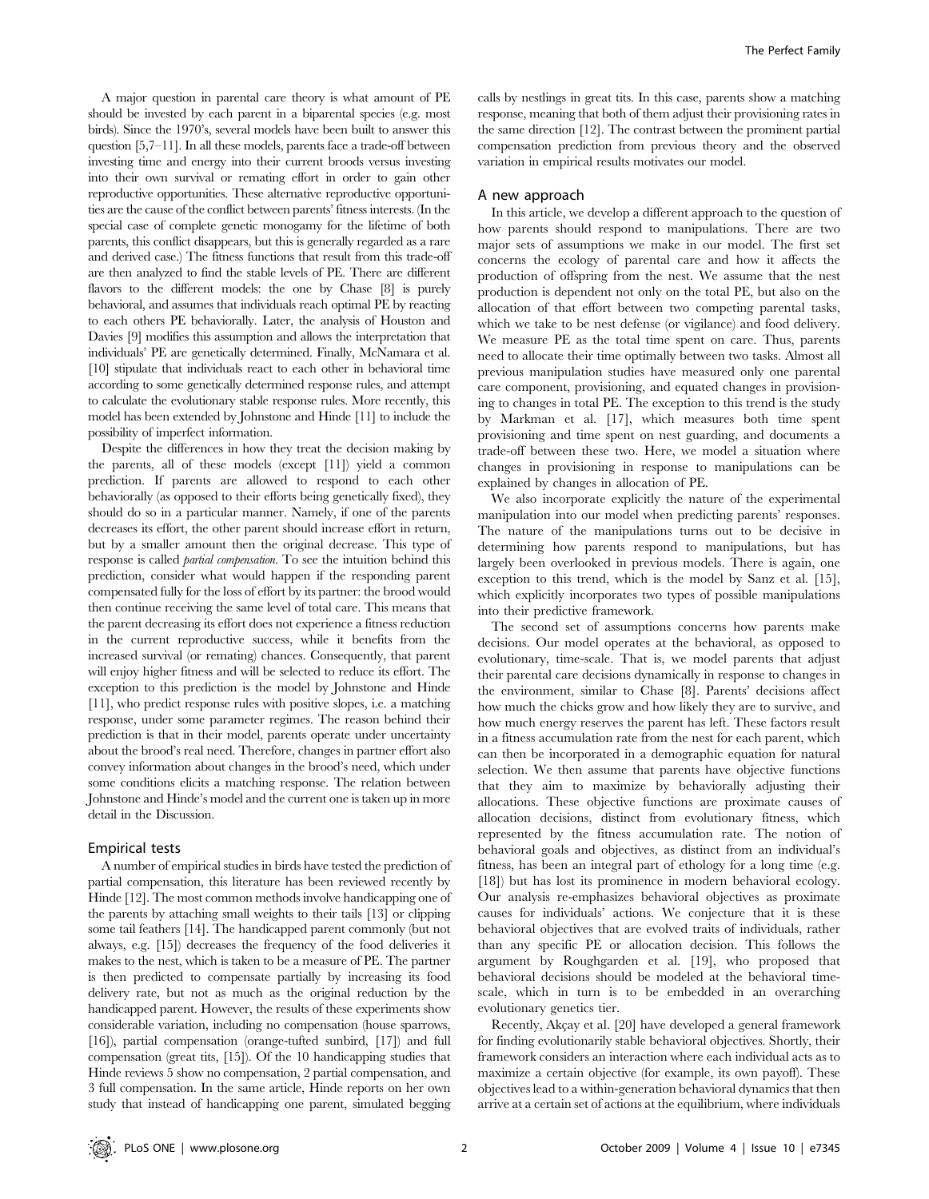A major question in parental care theory is what amount of PE should be invested by each parent in a biparental species (e.g. most birds). Since the 1970's, several models have been built to answer this question [5,7–11]. In all these models, parents face a trade-off between investing time and energy into their current broods versus investing into their own survival or remating effort in order to gain other reproductive opportunities. These alternative reproductive opportunities are the cause of the conflict between parents' fitness interests. (In the special case of complete genetic monogamy for the lifetime of both parents, this conflict disappears, but this is generally regarded as a rare and derived case.) The fitness functions that result from this trade-off are then analyzed to find the stable levels of PE. There are different flavors to the different models: the one by Chase [8] is purely behavioral, and assumes that individuals reach optimal PE by reacting to each others PE behaviorally. Later, the analysis of Houston and Davies [9] modifies this assumption and allows the interpretation that individuals' PE are genetically determined. Finally, McNamara et al. [10] stipulate that individuals react to each other in behavioral time according to some genetically determined response rules, and attempt to calculate the evolutionary stable response rules. More recently, this model has been extended by Johnstone and Hinde [11] to include the possibility of imperfect information.

Despite the differences in how they treat the decision making by the parents, all of these models (except [11]) yield a common prediction. If parents are allowed to respond to each other behaviorally (as opposed to their efforts being genetically fixed), they should do so in a particular manner. Namely, if one of the parents decreases its effort, the other parent should increase effort in return, but by a smaller amount then the original decrease. This type of response is called *partial compensation*. To see the intuition behind this prediction, consider what would happen if the responding parent compensated fully for the loss of effort by its partner: the brood would then continue receiving the same level of total care. This means that the parent decreasing its effort does not experience a fitness reduction in the current reproductive success, while it benefits from the increased survival (or remating) chances. Consequently, that parent will enjoy higher fitness and will be selected to reduce its effort. The exception to this prediction is the model by Johnstone and Hinde [11], who predict response rules with positive slopes, i.e. a matching response, under some parameter regimes. The reason behind their prediction is that in their model, parents operate under uncertainty about the brood's real need. Therefore, changes in partner effort also convey information about changes in the brood's need, which under some conditions elicits a matching response. The relation between Johnstone and Hinde's model and the current one is taken up in more detail in the Discussion.

## Empirical tests

A number of empirical studies in birds have tested the prediction of partial compensation, this literature has been reviewed recently by Hinde [12]. The most common methods involve handicapping one of the parents by attaching small weights to their tails [13] or clipping some tail feathers [14]. The handicapped parent commonly (but not always, e.g. [15]) decreases the frequency of the food deliveries it makes to the nest, which is taken to be a measure of PE. The partner is then predicted to compensate partially by increasing its food delivery rate, but not as much as the original reduction by the handicapped parent. However, the results of these experiments show considerable variation, including no compensation (house sparrows, [16]), partial compensation (orange-tufted sunbird, [17]) and full compensation (great tits, [15]). Of the 10 handicapping studies that Hinde reviews 5 show no compensation, 2 partial compensation, and 3 full compensation. In the same article, Hinde reports on her own study that instead of handicapping one parent, simulated begging calls by nestlings in great tits. In this case, parents show a matching response, meaning that both of them adjust their provisioning rates in the same direction [12]. The contrast between the prominent partial compensation prediction from previous theory and the observed variation in empirical results motivates our model.

## A new approach

In this article, we develop a different approach to the question of how parents should respond to manipulations. There are two major sets of assumptions we make in our model. The first set concerns the ecology of parental care and how it affects the production of offspring from the nest. We assume that the nest production is dependent not only on the total PE, but also on the allocation of that effort between two competing parental tasks, which we take to be nest defense (or vigilance) and food delivery. We measure PE as the total time spent on care. Thus, parents need to allocate their time optimally between two tasks. Almost all previous manipulation studies have measured only one parental care component, provisioning, and equated changes in provisioning to changes in total PE. The exception to this trend is the study by Markman et al. [17], which measures both time spent provisioning and time spent on nest guarding, and documents a trade-off between these two. Here, we model a situation where changes in provisioning in response to manipulations can be explained by changes in allocation of PE.

We also incorporate explicitly the nature of the experimental manipulation into our model when predicting parents' responses. The nature of the manipulations turns out to be decisive in determining how parents respond to manipulations, but has largely been overlooked in previous models. There is again, one exception to this trend, which is the model by Sanz et al. [15], which explicitly incorporates two types of possible manipulations into their predictive framework.

The second set of assumptions concerns how parents make decisions. Our model operates at the behavioral, as opposed to evolutionary, time-scale. That is, we model parents that adjust their parental care decisions dynamically in response to changes in the environment, similar to Chase [8]. Parents' decisions affect how much the chicks grow and how likely they are to survive, and how much energy reserves the parent has left. These factors result in a fitness accumulation rate from the nest for each parent, which can then be incorporated in a demographic equation for natural selection. We then assume that parents have objective functions that they aim to maximize by behaviorally adjusting their allocations. These objective functions are proximate causes of allocation decisions, distinct from evolutionary fitness, which represented by the fitness accumulation rate. The notion of behavioral goals and objectives, as distinct from an individual's fitness, has been an integral part of ethology for a long time (e.g. [18]) but has lost its prominence in modern behavioral ecology. Our analysis re-emphasizes behavioral objectives as proximate causes for individuals' actions. We conjecture that it is these behavioral objectives that are evolved traits of individuals, rather than any specific PE or allocation decision. This follows the argument by Roughgarden et al. [19], who proposed that behavioral decisions should be modeled at the behavioral time-scale, which in turn is to be embedded in an overarching evolutionary genetics tier.

Recently, Akçay et al. [20] have developed a general framework for finding evolutionarily stable behavioral objectives. Shortly, their framework considers an interaction where each individual acts as to maximize a certain objective (for example, its own payoff). These objectives lead to a within-generation behavioral dynamics that then arrive at a certain set of actions at the equilibrium, where individuals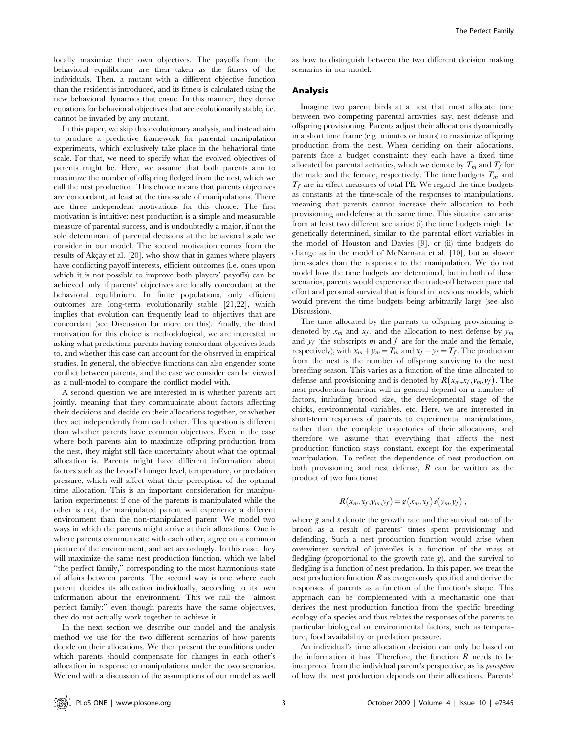locally maximize their own objectives. The payoffs from the behavioral equilibrium are then taken as the fitness of the individuals. Then, a mutant with a different objective function than the resident is introduced, and its fitness is calculated using the new behavioral dynamics that ensue. In this manner, they derive equations for behavioral objectives that are evolutionarily stable, i.e. cannot be invaded by any mutant.

In this paper, we skip this evolutionary analysis, and instead aim to produce a predictive framework for parental manipulation experiments, which exclusively take place in the behavioral time scale. For that, we need to specify what the evolved objectives of parents might be. Here, we assume that both parents aim to maximize the number of offspring fledged from the nest, which we call the nest production. This choice means that parents objectives are concordant, at least at the time-scale of manipulations. There are three independent motivations for this choice. The first motivation is intuitive: nest production is a simple and measurable measure of parental success, and is undoubtedly a major, if not the sole determinant of parental decisions at the behavioral scale we consider in our model. The second motivation comes from the results of Akçay et al. [20], who show that in games where players have conflicting payoff interests, efficient outcomes (i.e. ones upon which it is not possible to improve both players' payoffs) can be achieved only if parents' objectives are locally concordant at the behavioral equilibrium. In finite populations, only efficient outcomes are long-term evolutionarily stable [21,22], which implies that evolution can frequently lead to objectives that are concordant (see Discussion for more on this). Finally, the third motivation for this choice is methodological; we are interested in asking what predictions parents having concordant objectives leads to, and whether this case can account for the observed in empirical studies. In general, the objective functions can also engender some conflict between parents, and the case we consider can be viewed as a null-model to compare the conflict model with.

A second question we are interested in is whether parents act jointly, meaning that they communicate about factors affecting their decisions and decide on their allocations together, or whether they act independently from each other. This question is different than whether parents have common objectives. Even in the case where both parents aim to maximize offspring production from the nest, they might still face uncertainty about what the optimal allocation is. Parents might have different information about factors such as the brood's hunger level, temperature, or predation pressure, which will affect what their perception of the optimal time allocation. This is an important consideration for manipulation experiments: if one of the parents is manipulated while the other is not, the manipulated parent will experience a different environment than the non-manipulated parent. We model two ways in which the parents might arrive at their allocations. One is where parents communicate with each other, agree on a common picture of the environment, and act accordingly. In this case, they will maximize the same nest production function, which we label "the perfect family," corresponding to the most harmonious state of affairs between parents. The second way is one where each parent decides its allocation individually, according to its own information about the environment. This we call the "almost perfect family:" even though parents have the same objectives, they do not actually work together to achieve it.

In the next section we describe our model and the analysis method we use for the two different scenarios of how parents decide on their allocations. We then present the conditions under which parents should compensate for changes in each other's allocation in response to manipulations under the two scenarios. We end with a discussion of the assumptions of our model as well as how to distinguish between the two different decision making scenarios in our model.

## Analysis

Imagine two parent birds at a nest that must allocate time between two competing parental activities, say, nest defense and offspring provisioning. Parents adjust their allocations dynamically in a short time frame (e.g. minutes or hours) to maximize offspring production from the nest. When deciding on their allocations, parents face a budget constraint: they each have a fixed time allocated for parental activities, which we denote by $T_m$ and $T_f$ for the male and the female, respectively. The time budgets $T_m$ and $T_f$ are in effect measures of total PE. We regard the time budgets as constants at the time-scale of the responses to manipulations, meaning that parents cannot increase their allocation to both provisioning and defense at the same time. This situation can arise from at least two different scenarios: (i) the time budgets might be genetically determined, similar to the parental effort variables in the model of Houston and Davies [9], or (ii) time budgets do change as in the model of McNamara et al. [10], but at slower time-scales than the responses to the manipulation. We do not model how the time budgets are determined, but in both of these scenarios, parents would experience the trade-off between parental effort and personal survival that is found in previous models, which would prevent the time budgets being arbitrarily large (see also Discussion).

The time allocated by the parents to offspring provisioning is denoted by $x_m$ and $x_f$, and the allocation to nest defense by $y_m$ and $y_f$ (the subscripts $m$ and $f$ are for the male and the female, respectively), with $x_m + y_m = T_m$ and $x_f + y_f = T_f$. The production from the nest is the number of offspring surviving to the next breeding season. This varies as a function of the time allocated to defense and provisioning and is denoted by $R(x_m, x_f, y_m, y_f)$. The nest production function will in general depend on a number of factors, including brood size, the developmental stage of the chicks, environmental variables, etc. Here, we are interested in short-term responses of parents to experimental manipulations, rather than the complete trajectories of their allocations, and therefore we assume that everything that affects the nest production function stays constant, except for the experimental manipulation. To reflect the dependence of nest production on both provisioning and nest defense, $R$ can be written as the product of two functions:

$$R(x_m, x_f, y_m, y_f) = g(x_m, x_f)\, s(y_m, y_f),$$

where $g$ and $s$ denote the growth rate and the survival rate of the brood as a result of parents' times spent provisioning and defending. Such a nest production function would arise when overwinter survival of juveniles is a function of the mass at fledging (proportional to the growth rate $g$), and the survival to fledgling is a function of nest predation. In this paper, we treat the nest production function $R$ as exogenously specified and derive the responses of parents as a function of the function's shape. This approach can be complemented with a mechanistic one that derives the nest production function from the specific breeding ecology of a species and thus relates the responses of the parents to particular biological or environmental factors, such as temperature, food availability or predation pressure.

An individual's time allocation decision can only be based on the information it has. Therefore, the function $R$ needs to be interpreted from the individual parent's perspective, as its *perception* of how the nest production depends on their allocations. Parents'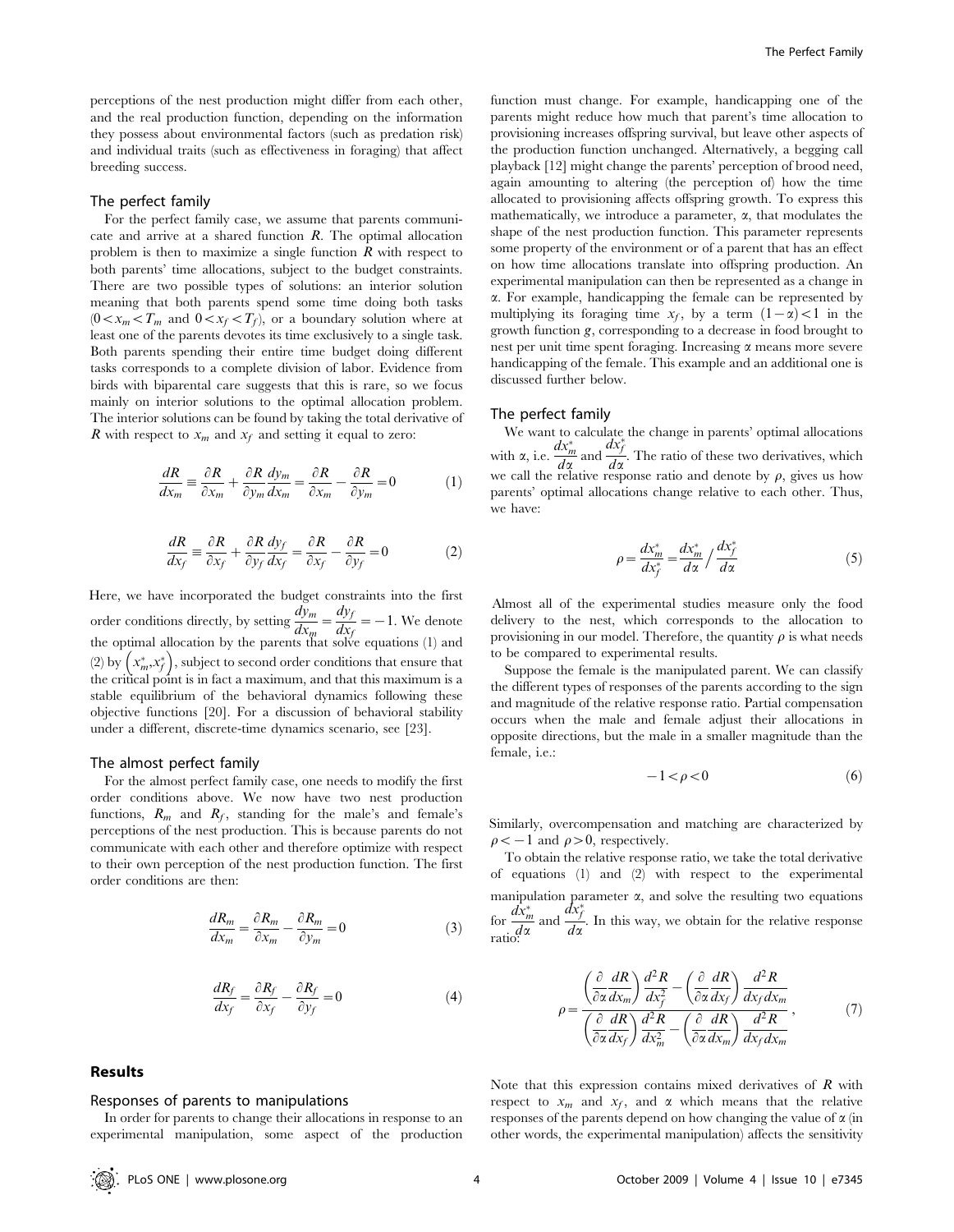perceptions of the nest production might differ from each other, and the real production function, depending on the information they possess about environmental factors (such as predation risk) and individual traits (such as effectiveness in foraging) that affect breeding success.

### The perfect family

For the perfect family case, we assume that parents communicate and arrive at a shared function $R$. The optimal allocation problem is then to maximize a single function $R$ with respect to both parents' time allocations, subject to the budget constraints. There are two possible types of solutions: an interior solution meaning that both parents spend some time doing both tasks ($0 < x_m < T_m$ and $0 < x_f < T_f$), or a boundary solution where at least one of the parents devotes its time exclusively to a single task. Both parents spending their entire time budget doing different tasks corresponds to a complete division of labor. Evidence from birds with biparental care suggests that this is rare, so we focus mainly on interior solutions to the optimal allocation problem. The interior solutions can be found by taking the total derivative of $R$ with respect to $x_m$ and $x_f$ and setting it equal to zero:

$$\frac{dR}{dx_m} \equiv \frac{\partial R}{\partial x_m} + \frac{\partial R}{\partial y_m}\frac{dy_m}{dx_m} = \frac{\partial R}{\partial x_m} - \frac{\partial R}{\partial y_m} = 0 \tag{1}$$

$$\frac{dR}{dx_f} \equiv \frac{\partial R}{\partial x_f} + \frac{\partial R}{\partial y_f}\frac{dy_f}{dx_f} = \frac{\partial R}{\partial x_f} - \frac{\partial R}{\partial y_f} = 0 \tag{2}$$

Here, we have incorporated the budget constraints into the first order conditions directly, by setting $\frac{dy_m}{dx_m} = \frac{dy_f}{dx_f} = -1$. We denote the optimal allocation by the parents that solve equations (1) and (2) by $\left(x_m^*, x_f^*\right)$, subject to second order conditions that ensure that the critical point is in fact a maximum, and that this maximum is a stable equilibrium of the behavioral dynamics following these objective functions [20]. For a discussion of behavioral stability under a different, discrete-time dynamics scenario, see [23].

### The almost perfect family

For the almost perfect family case, one needs to modify the first order conditions above. We now have two nest production functions, $R_m$ and $R_f$, standing for the male's and female's perceptions of the nest production. This is because parents do not communicate with each other and therefore optimize with respect to their own perception of the nest production function. The first order conditions are then:

$$\frac{dR_m}{dx_m} = \frac{\partial R_m}{\partial x_m} - \frac{\partial R_m}{\partial y_m} = 0 \tag{3}$$

$$\frac{dR_f}{dx_f} = \frac{\partial R_f}{\partial x_f} - \frac{\partial R_f}{\partial y_f} = 0 \tag{4}$$

## Results

### Responses of parents to manipulations

In order for parents to change their allocations in response to an experimental manipulation, some aspect of the production function must change. For example, handicapping one of the parents might reduce how much that parent's time allocation to provisioning increases offspring survival, but leave other aspects of the production function unchanged. Alternatively, a begging call playback [12] might change the parents' perception of brood need, again amounting to altering (the perception of) how the time allocated to provisioning affects offspring growth. To express this mathematically, we introduce a parameter, $\alpha$, that modulates the shape of the nest production function. This parameter represents some property of the environment or of a parent that has an effect on how time allocations translate into offspring production. An experimental manipulation can then be represented as a change in $\alpha$. For example, handicapping the female can be represented by multiplying its foraging time $x_f$, by a term $(1-\alpha) < 1$ in the growth function $g$, corresponding to a decrease in food brought to nest per unit time spent foraging. Increasing $\alpha$ means more severe handicapping of the female. This example and an additional one is discussed further below.

### The perfect family

We want to calculate the change in parents' optimal allocations with $\alpha$, i.e. $\frac{dx_m^*}{d\alpha}$ and $\frac{dx_f^*}{d\alpha}$. The ratio of these two derivatives, which we call the relative response ratio and denote by $\rho$, gives us how parents' optimal allocations change relative to each other. Thus, we have:

$$\rho = \frac{dx_m^*}{dx_f^*} = \frac{dx_m^*}{d\alpha} \Big/ \frac{dx_f^*}{d\alpha} \tag{5}$$

Almost all of the experimental studies measure only the food delivery to the nest, which corresponds to the allocation to provisioning in our model. Therefore, the quantity $\rho$ is what needs to be compared to experimental results.

Suppose the female is the manipulated parent. We can classify the different types of responses of the parents according to the sign and magnitude of the relative response ratio. Partial compensation occurs when the male and female adjust their allocations in opposite directions, but the male in a smaller magnitude than the female, i.e.:

$$-1 < \rho < 0 \tag{6}$$

Similarly, overcompensation and matching are characterized by $\rho < -1$ and $\rho > 0$, respectively.

To obtain the relative response ratio, we take the total derivative of equations (1) and (2) with respect to the experimental manipulation parameter $\alpha$, and solve the resulting two equations for $\frac{dx_m^*}{d\alpha}$ and $\frac{dx_f^*}{d\alpha}$. In this way, we obtain for the relative response ratio:

$$\rho = \frac{\left(\frac{\partial}{\partial\alpha}\frac{dR}{dx_m}\right)\frac{d^2R}{dx_f^2} - \left(\frac{\partial}{\partial\alpha}\frac{dR}{dx_f}\right)\frac{d^2R}{dx_f\,dx_m}}{\left(\frac{\partial}{\partial\alpha}\frac{dR}{dx_f}\right)\frac{d^2R}{dx_m^2} - \left(\frac{\partial}{\partial\alpha}\frac{dR}{dx_m}\right)\frac{d^2R}{dx_f\,dx_m}}, \tag{7}$$

Note that this expression contains mixed derivatives of $R$ with respect to $x_m$ and $x_f$, and $\alpha$ which means that the relative responses of the parents depend on how changing the value of $\alpha$ (in other words, the experimental manipulation) affects the sensitivity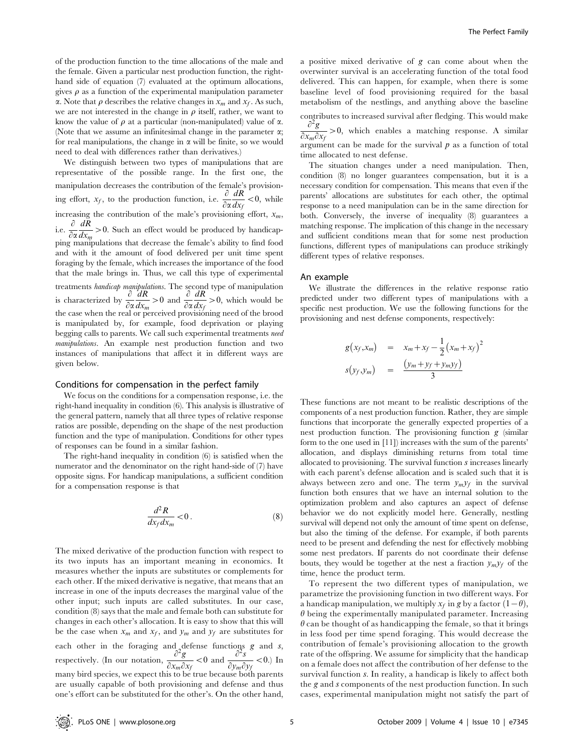of the production function to the time allocations of the male and the female. Given a particular nest production function, the right-hand side of equation (7) evaluated at the optimum allocations, gives $\rho$ as a function of the experimental manipulation parameter $\alpha$. Note that $\rho$ describes the relative changes in $x_m$ and $x_f$. As such, we are not interested in the change in $\rho$ itself, rather, we want to know the value of $\rho$ at a particular (non-manipulated) value of $\alpha$. (Note that we assume an infinitesimal change in the parameter $\alpha$; for real manipulations, the change in $\alpha$ will be finite, so we would need to deal with differences rather than derivatives.)

We distinguish between two types of manipulations that are representative of the possible range. In the first one, the manipulation decreases the contribution of the female's provisioning effort, $x_f$, to the production function, i.e. $\frac{\partial}{\partial \alpha}\frac{dR}{dx_f}<0$, while increasing the contribution of the male's provisioning effort, $x_m$, i.e. $\frac{\partial}{\partial \alpha}\frac{dR}{dx_m}>0$. Such an effect would be produced by handicapping manipulations that decrease the female's ability to find food and with it the amount of food delivered per unit time spent foraging by the female, which increases the importance of the food that the male brings in. Thus, we call this type of experimental treatments *handicap manipulations*. The second type of manipulation is characterized by $\frac{\partial}{\partial \alpha}\frac{dR}{dx_m}>0$ and $\frac{\partial}{\partial \alpha}\frac{dR}{dx_f}>0$, which would be the case when the real or perceived provisioning need of the brood is manipulated by, for example, food deprivation or playing begging calls to parents. We call such experimental treatments *need manipulations*. An example nest production function and two instances of manipulations that affect it in different ways are given below.

## Conditions for compensation in the perfect family

We focus on the conditions for a compensation response, i.e. the right-hand inequality in condition (6). This analysis is illustrative of the general pattern, namely that all three types of relative response ratios are possible, depending on the shape of the nest production function and the type of manipulation. Conditions for other types of responses can be found in a similar fashion.

The right-hand inequality in condition (6) is satisfied when the numerator and the denominator on the right hand-side of (7) have opposite signs. For handicap manipulations, a sufficient condition for a compensation response is that

$$\frac{d^2R}{dx_f\,dx_m}<0\,. \tag{8}$$

The mixed derivative of the production function with respect to its two inputs has an important meaning in economics. It measures whether the inputs are substitutes or complements for each other. If the mixed derivative is negative, that means that an increase in one of the inputs decreases the marginal value of the other input; such inputs are called substitutes. In our case, condition (8) says that the male and female both can substitute for changes in each other's allocation. It is easy to show that this will be the case when $x_m$ and $x_f$, and $y_m$ and $y_f$ are substitutes for each other in the foraging and defense functions $g$ and $s$, respectively. (In our notation, $\frac{\partial^2 g}{\partial x_m \partial x_f}<0$ and $\frac{\partial^2 s}{\partial y_m \partial y_f}<0$.) In many bird species, we expect this to be true because both parents are usually capable of both provisioning and defense and thus one's effort can be substituted for the other's. On the other hand, a positive mixed derivative of $g$ can come about when the overwinter survival is an accelerating function of the total food delivered. This can happen, for example, when there is some baseline level of food provisioning required for the basal metabolism of the nestlings, and anything above the baseline contributes to increased survival after fledging. This would make $\frac{\partial^2 g}{\partial x_m \partial x_f}>0$, which enables a matching response. A similar argument can be made for the survival $p$ as a function of total time allocated to nest defense.

The situation changes under a need manipulation. Then, condition (8) no longer guarantees compensation, but it is a necessary condition for compensation. This means that even if the parents' allocations are substitutes for each other, the optimal response to a need manipulation can be in the same direction for both. Conversely, the inverse of inequality (8) guarantees a matching response. The implication of this change in the necessary and sufficient conditions mean that for some nest production functions, different types of manipulations can produce strikingly different types of relative responses.

## An example

We illustrate the differences in the relative response ratio predicted under two different types of manipulations with a specific nest production. We use the following functions for the provisioning and nest defense components, respectively:

$$\begin{aligned} g(x_f,x_m) &= x_m + x_f - \frac{1}{2}(x_m+x_f)^2 \\ s(y_f,y_m) &= \frac{(y_m + y_f + y_m y_f)}{3} \end{aligned}$$

These functions are not meant to be realistic descriptions of the components of a nest production function. Rather, they are simple functions that incorporate the generally expected properties of a nest production function. The provisioning function $g$ (similar form to the one used in [11]) increases with the sum of the parents' allocation, and displays diminishing returns from total time allocated to provisioning. The survival function $s$ increases linearly with each parent's defense allocation and is scaled such that it is always between zero and one. The term $y_m y_f$ in the survival function both ensures that we have an internal solution to the optimization problem and also captures an aspect of defense behavior we do not explicitly model here. Generally, nestling survival will depend not only the amount of time spent on defense, but also the timing of the defense. For example, if both parents need to be present and defending the nest for effectively mobbing some nest predators. If parents do not coordinate their defense bouts, they would be together at the nest a fraction $y_m y_f$ of the time, hence the product term.

To represent the two different types of manipulation, we parametrize the provisioning function in two different ways. For a handicap manipulation, we multiply $x_f$ in $g$ by a factor $(1-\theta)$, $\theta$ being the experimentally manipulated parameter. Increasing $\theta$ can be thought of as handicapping the female, so that it brings in less food per time spend foraging. This would decrease the contribution of female's provisioning allocation to the growth rate of the offspring. We assume for simplicity that the handicap on a female does not affect the contribution of her defense to the survival function $s$. In reality, a handicap is likely to affect both the $g$ and $s$ components of the nest production function. In such cases, experimental manipulation might not satisfy the part of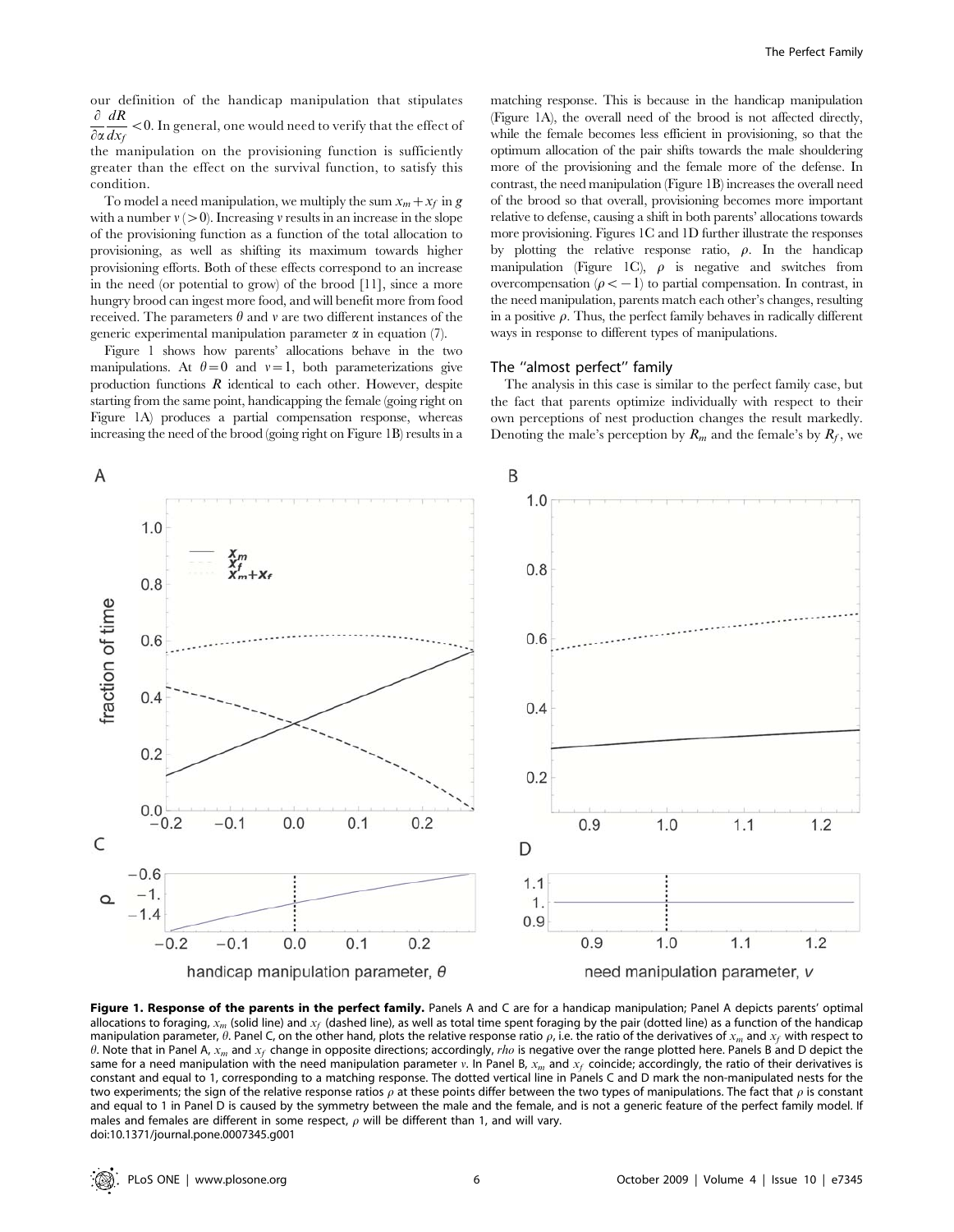our definition of the handicap manipulation that stipulates $\frac{\partial}{\partial \alpha} \frac{dR}{dx_f} < 0$. In general, one would need to verify that the effect of the manipulation on the provisioning function is sufficiently greater than the effect on the survival function, to satisfy this condition.

To model a need manipulation, we multiply the sum $x_m + x_f$ in $g$ with a number $v$ ($>0$). Increasing $v$ results in an increase in the slope of the provisioning function as a function of the total allocation to provisioning, as well as shifting its maximum towards higher provisioning efforts. Both of these effects correspond to an increase in the need (or potential to grow) of the brood [11], since a more hungry brood can ingest more food, and will benefit more from food received. The parameters $\theta$ and $v$ are two different instances of the generic experimental manipulation parameter $\alpha$ in equation (7).

Figure 1 shows how parents' allocations behave in the two manipulations. At $\theta = 0$ and $v = 1$, both parameterizations give production functions $R$ identical to each other. However, despite starting from the same point, handicapping the female (going right on Figure 1A) produces a partial compensation response, whereas increasing the need of the brood (going right on Figure 1B) results in a matching response. This is because in the handicap manipulation (Figure 1A), the overall need of the brood is not affected directly, while the female becomes less efficient in provisioning, so that the optimum allocation of the pair shifts towards the male shouldering more of the provisioning and the female more of the defense. In contrast, the need manipulation (Figure 1B) increases the overall need of the brood so that overall, provisioning becomes more important relative to defense, causing a shift in both parents' allocations towards more provisioning. Figures 1C and 1D further illustrate the responses by plotting the relative response ratio, $\rho$. In the handicap manipulation (Figure 1C), $\rho$ is negative and switches from overcompensation ($\rho < -1$) to partial compensation. In contrast, in the need manipulation, parents match each other's changes, resulting in a positive $\rho$. Thus, the perfect family behaves in radically different ways in response to different types of manipulations.

## The "almost perfect" family

The analysis in this case is similar to the perfect family case, but the fact that parents optimize individually with respect to their own perceptions of nest production changes the result markedly. Denoting the male's perception by $R_m$ and the female's by $R_f$, we

**Figure 1. Response of the parents in the perfect family.** Panels A and C are for a handicap manipulation; Panel A depicts parents' optimal allocations to foraging, $x_m$ (solid line) and $x_f$ (dashed line), as well as total time spent foraging by the pair (dotted line) as a function of the handicap manipulation parameter, $\theta$. Panel C, on the other hand, plots the relative response ratio $\rho$, i.e. the ratio of the derivatives of $x_m$ and $x_f$ with respect to $\theta$. Note that in Panel A, $x_m$ and $x_f$ change in opposite directions; accordingly, *rho* is negative over the range plotted here. Panels B and D depict the same for a need manipulation with the need manipulation parameter $v$. In Panel B, $x_m$ and $x_f$ coincide; accordingly, the ratio of their derivatives is constant and equal to 1, corresponding to a matching response. The dotted vertical line in Panels C and D mark the non-manipulated nests for the two experiments; the sign of the relative response ratios $\rho$ at these points differ between the two types of manipulations. The fact that $\rho$ is constant and equal to 1 in Panel D is caused by the symmetry between the male and the female, and is not a generic feature of the perfect family model. If males and females are different in some respect, $\rho$ will be different than 1, and will vary.
doi:10.1371/journal.pone.0007345.g001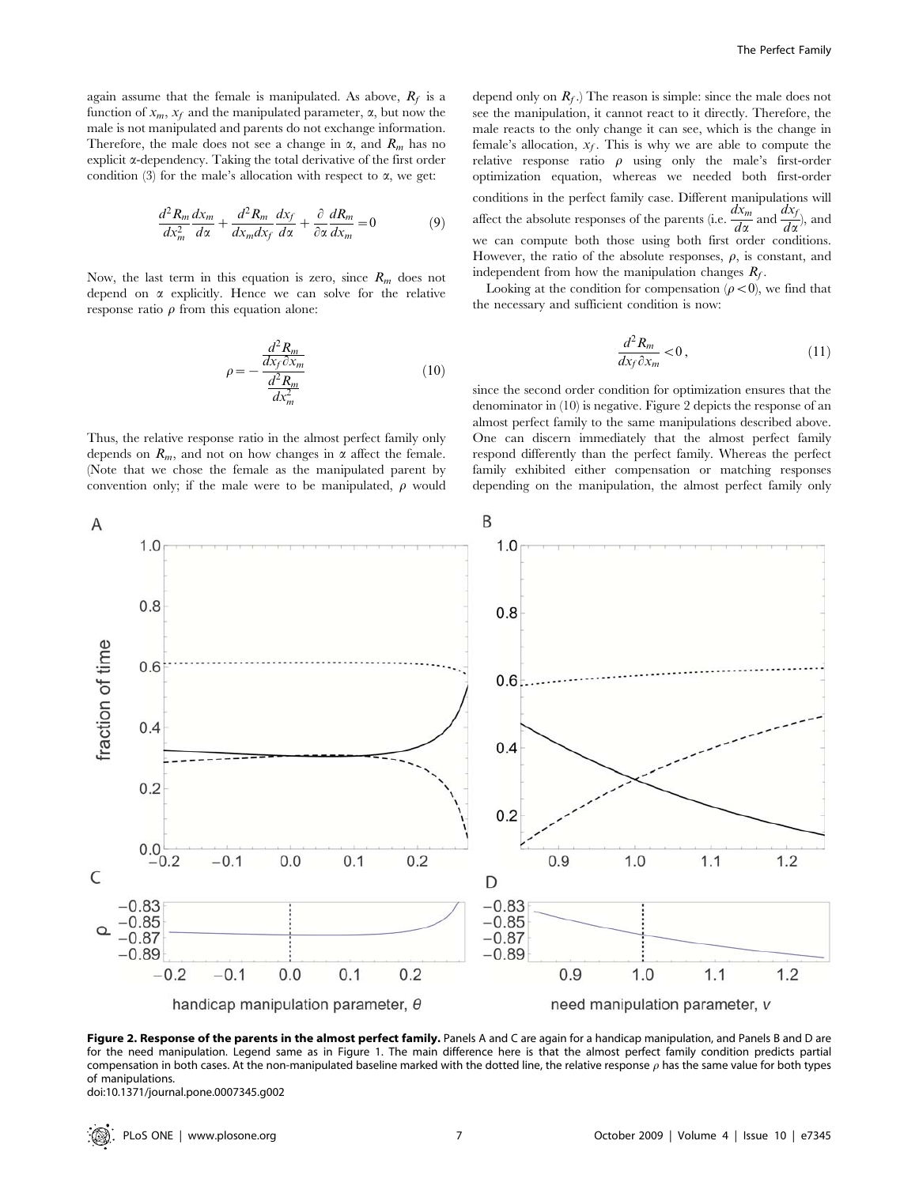again assume that the female is manipulated. As above, $R_f$ is a function of $x_m$, $x_f$ and the manipulated parameter, $\alpha$, but now the male is not manipulated and parents do not exchange information. Therefore, the male does not see a change in $\alpha$, and $R_m$ has no explicit $\alpha$-dependency. Taking the total derivative of the first order condition (3) for the male's allocation with respect to $\alpha$, we get:

$$\frac{d^2 R_m}{dx_m^2}\frac{dx_m}{d\alpha}+\frac{d^2 R_m}{dx_m dx_f}\frac{dx_f}{d\alpha}+\frac{\partial}{\partial\alpha}\frac{dR_m}{dx_m}=0 \tag{9}$$

Now, the last term in this equation is zero, since $R_m$ does not depend on $\alpha$ explicitly. Hence we can solve for the relative response ratio $\rho$ from this equation alone:

$$\rho=-\frac{\dfrac{d^2 R_m}{dx_f\,\partial x_m}}{\dfrac{d^2 R_m}{dx_m^2}} \tag{10}$$

Thus, the relative response ratio in the almost perfect family only depends on $R_m$, and not on how changes in $\alpha$ affect the female. (Note that we chose the female as the manipulated parent by convention only; if the male were to be manipulated, $\rho$ would depend only on $R_f$.) The reason is simple: since the male does not see the manipulation, it cannot react to it directly. Therefore, the male reacts to the only change it can see, which is the change in female's allocation, $x_f$. This is why we are able to compute the relative response ratio $\rho$ using only the male's first-order optimization equation, whereas we needed both first-order conditions in the perfect family case. Different manipulations will affect the absolute responses of the parents (i.e. $\frac{dx_m}{d\alpha}$ and $\frac{dx_f}{d\alpha}$), and we can compute both those using both first order conditions. However, the ratio of the absolute responses, $\rho$, is constant, and independent from how the manipulation changes $R_f$.

Looking at the condition for compensation ($\rho<0$), we find that the necessary and sufficient condition is now:

$$\frac{d^2 R_m}{dx_f\,\partial x_m}<0, \tag{11}$$

since the second order condition for optimization ensures that the denominator in (10) is negative. Figure 2 depicts the response of an almost perfect family to the same manipulations described above. One can discern immediately that the almost perfect family respond differently than the perfect family. Whereas the perfect family exhibited either compensation or matching responses depending on the manipulation, the almost perfect family only

**Figure 2. Response of the parents in the almost perfect family.** Panels A and C are again for a handicap manipulation, and Panels B and D are for the need manipulation. Legend same as in Figure 1. The main difference here is that the almost perfect family condition predicts partial compensation in both cases. At the non-manipulated baseline marked with the dotted line, the relative response $\rho$ has the same value for both types of manipulations.
doi:10.1371/journal.pone.0007345.g002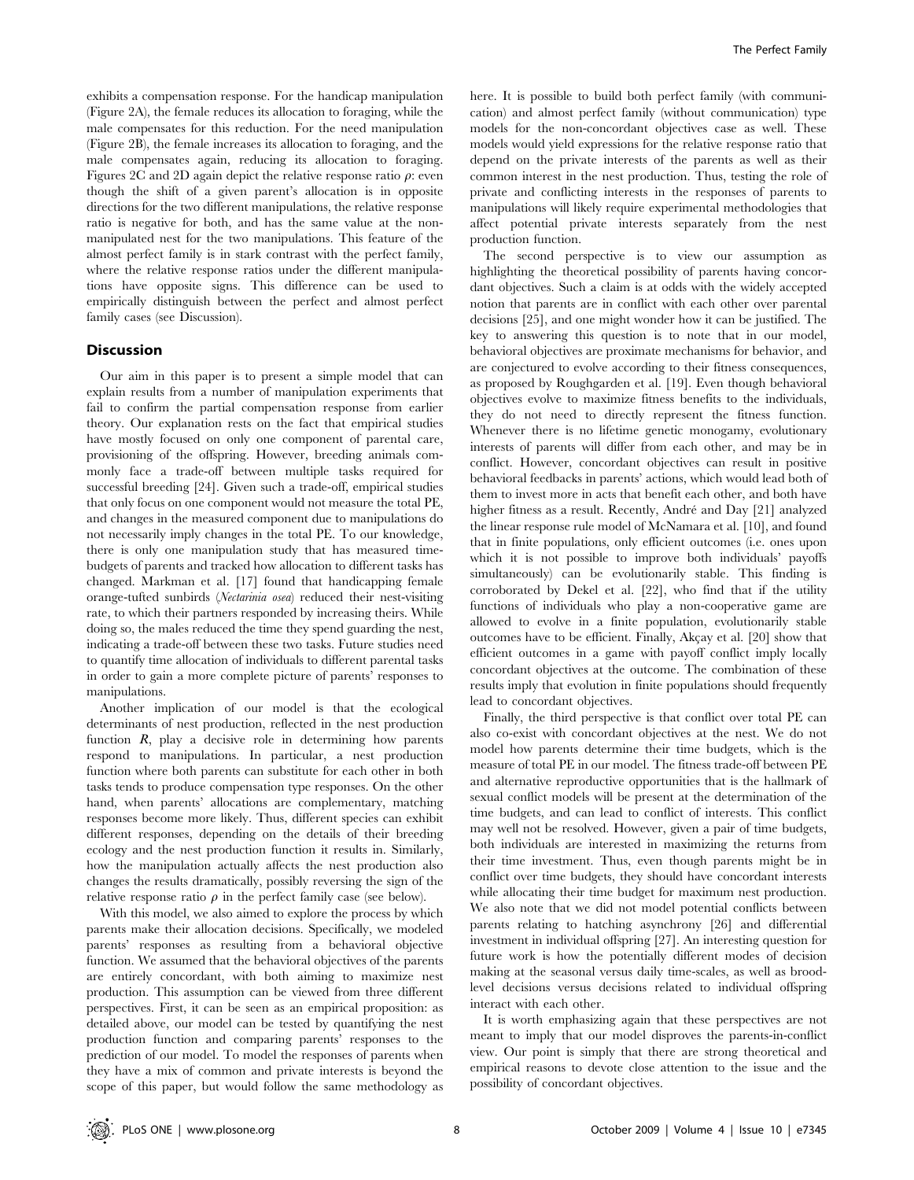exhibits a compensation response. For the handicap manipulation (Figure 2A), the female reduces its allocation to foraging, while the male compensates for this reduction. For the need manipulation (Figure 2B), the female increases its allocation to foraging, and the male compensates again, reducing its allocation to foraging. Figures 2C and 2D again depict the relative response ratio $\rho$: even though the shift of a given parent's allocation is in opposite directions for the two different manipulations, the relative response ratio is negative for both, and has the same value at the non-manipulated nest for the two manipulations. This feature of the almost perfect family is in stark contrast with the perfect family, where the relative response ratios under the different manipulations have opposite signs. This difference can be used to empirically distinguish between the perfect and almost perfect family cases (see Discussion).

## Discussion

Our aim in this paper is to present a simple model that can explain results from a number of manipulation experiments that fail to confirm the partial compensation response from earlier theory. Our explanation rests on the fact that empirical studies have mostly focused on only one component of parental care, provisioning of the offspring. However, breeding animals commonly face a trade-off between multiple tasks required for successful breeding [24]. Given such a trade-off, empirical studies that only focus on one component would not measure the total PE, and changes in the measured component due to manipulations do not necessarily imply changes in the total PE. To our knowledge, there is only one manipulation study that has measured time-budgets of parents and tracked how allocation to different tasks has changed. Markman et al. [17] found that handicapping female orange-tufted sunbirds (*Nectarinia osea*) reduced their nest-visiting rate, to which their partners responded by increasing theirs. While doing so, the males reduced the time they spend guarding the nest, indicating a trade-off between these two tasks. Future studies need to quantify time allocation of individuals to different parental tasks in order to gain a more complete picture of parents' responses to manipulations.

Another implication of our model is that the ecological determinants of nest production, reflected in the nest production function $R$, play a decisive role in determining how parents respond to manipulations. In particular, a nest production function where both parents can substitute for each other in both tasks tends to produce compensation type responses. On the other hand, when parents' allocations are complementary, matching responses become more likely. Thus, different species can exhibit different responses, depending on the details of their breeding ecology and the nest production function it results in. Similarly, how the manipulation actually affects the nest production also changes the results dramatically, possibly reversing the sign of the relative response ratio $\rho$ in the perfect family case (see below).

With this model, we also aimed to explore the process by which parents make their allocation decisions. Specifically, we modeled parents' responses as resulting from a behavioral objective function. We assumed that the behavioral objectives of the parents are entirely concordant, with both aiming to maximize nest production. This assumption can be viewed from three different perspectives. First, it can be seen as an empirical proposition: as detailed above, our model can be tested by quantifying the nest production function and comparing parents' responses to the prediction of our model. To model the responses of parents when they have a mix of common and private interests is beyond the scope of this paper, but would follow the same methodology as here. It is possible to build both perfect family (with communication) and almost perfect family (without communication) type models for the non-concordant objectives case as well. These models would yield expressions for the relative response ratio that depend on the private interests of the parents as well as their common interest in the nest production. Thus, testing the role of private and conflicting interests in the responses of parents to manipulations will likely require experimental methodologies that affect potential private interests separately from the nest production function.

The second perspective is to view our assumption as highlighting the theoretical possibility of parents having concordant objectives. Such a claim is at odds with the widely accepted notion that parents are in conflict with each other over parental decisions [25], and one might wonder how it can be justified. The key to answering this question is to note that in our model, behavioral objectives are proximate mechanisms for behavior, and are conjectured to evolve according to their fitness consequences, as proposed by Roughgarden et al. [19]. Even though behavioral objectives evolve to maximize fitness benefits to the individuals, they do not need to directly represent the fitness function. Whenever there is no lifetime genetic monogamy, evolutionary interests of parents will differ from each other, and may be in conflict. However, concordant objectives can result in positive behavioral feedbacks in parents' actions, which would lead both of them to invest more in acts that benefit each other, and both have higher fitness as a result. Recently, André and Day [21] analyzed the linear response rule model of McNamara et al. [10], and found that in finite populations, only efficient outcomes (i.e. ones upon which it is not possible to improve both individuals' payoffs simultaneously) can be evolutionarily stable. This finding is corroborated by Dekel et al. [22], who find that if the utility functions of individuals who play a non-cooperative game are allowed to evolve in a finite population, evolutionarily stable outcomes have to be efficient. Finally, Akçay et al. [20] show that efficient outcomes in a game with payoff conflict imply locally concordant objectives at the outcome. The combination of these results imply that evolution in finite populations should frequently lead to concordant objectives.

Finally, the third perspective is that conflict over total PE can also co-exist with concordant objectives at the nest. We do not model how parents determine their time budgets, which is the measure of total PE in our model. The fitness trade-off between PE and alternative reproductive opportunities that is the hallmark of sexual conflict models will be present at the determination of the time budgets, and can lead to conflict of interests. This conflict may well not be resolved. However, given a pair of time budgets, both individuals are interested in maximizing the returns from their time investment. Thus, even though parents might be in conflict over time budgets, they should have concordant interests while allocating their time budget for maximum nest production. We also note that we did not model potential conflicts between parents relating to hatching asynchrony [26] and differential investment in individual offspring [27]. An interesting question for future work is how the potentially different modes of decision making at the seasonal versus daily time-scales, as well as brood-level decisions versus decisions related to individual offspring interact with each other.

It is worth emphasizing again that these perspectives are not meant to imply that our model disproves the parents-in-conflict view. Our point is simply that there are strong theoretical and empirical reasons to devote close attention to the issue and the possibility of concordant objectives.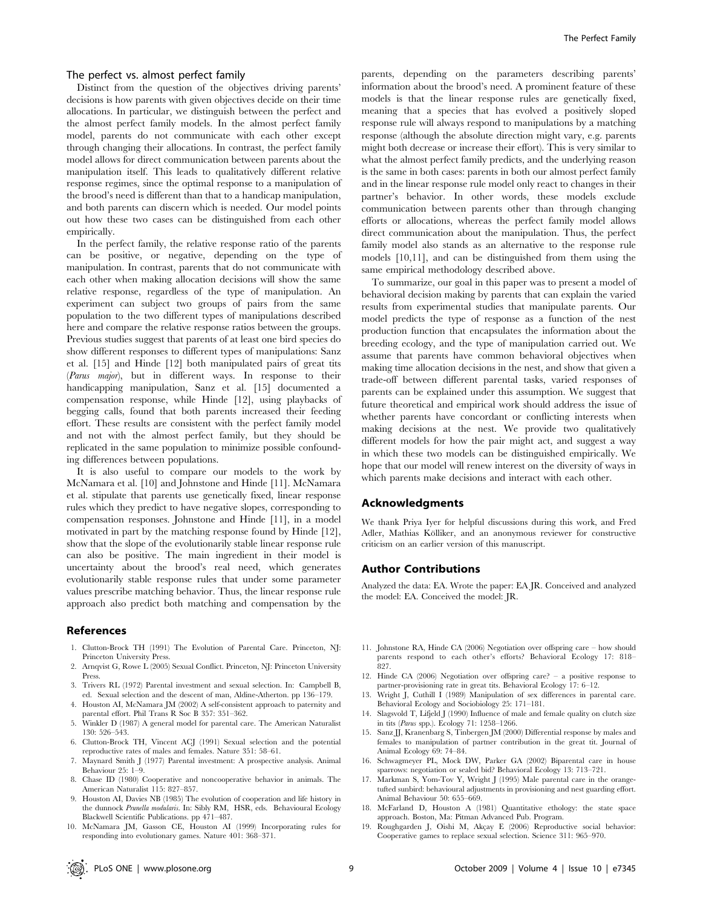### The perfect vs. almost perfect family

Distinct from the question of the objectives driving parents' decisions is how parents with given objectives decide on their time allocations. In particular, we distinguish between the perfect and the almost perfect family models. In the almost perfect family model, parents do not communicate with each other except through changing their allocations. In contrast, the perfect family model allows for direct communication between parents about the manipulation itself. This leads to qualitatively different relative response regimes, since the optimal response to a manipulation of the brood's need is different than that to a handicap manipulation, and both parents can discern which is needed. Our model points out how these two cases can be distinguished from each other empirically.

In the perfect family, the relative response ratio of the parents can be positive, or negative, depending on the type of manipulation. In contrast, parents that do not communicate with each other when making allocation decisions will show the same relative response, regardless of the type of manipulation. An experiment can subject two groups of pairs from the same population to the two different types of manipulations described here and compare the relative response ratios between the groups. Previous studies suggest that parents of at least one bird species do show different responses to different types of manipulations: Sanz et al. [15] and Hinde [12] both manipulated pairs of great tits (*Parus major*), but in different ways. In response to their handicapping manipulation, Sanz et al. [15] documented a compensation response, while Hinde [12], using playbacks of begging calls, found that both parents increased their feeding effort. These results are consistent with the perfect family model and not with the almost perfect family, but they should be replicated in the same population to minimize possible confounding differences between populations.

It is also useful to compare our models to the work by McNamara et al. [10] and Johnstone and Hinde [11]. McNamara et al. stipulate that parents use genetically fixed, linear response rules which they predict to have negative slopes, corresponding to compensation responses. Johnstone and Hinde [11], in a model motivated in part by the matching response found by Hinde [12], show that the slope of the evolutionarily stable linear response rule can also be positive. The main ingredient in their model is uncertainty about the brood's real need, which generates evolutionarily stable response rules that under some parameter values prescribe matching behavior. Thus, the linear response rule approach also predict both matching and compensation by the parents, depending on the parameters describing parents' information about the brood's need. A prominent feature of these models is that the linear response rules are genetically fixed, meaning that a species that has evolved a positively sloped response rule will always respond to manipulations by a matching response (although the absolute direction might vary, e.g. parents might both decrease or increase their effort). This is very similar to what the almost perfect family predicts, and the underlying reason is the same in both cases: parents in both our almost perfect family and in the linear response rule model only react to changes in their partner's behavior. In other words, these models exclude communication between parents other than through changing efforts or allocations, whereas the perfect family model allows direct communication about the manipulation. Thus, the perfect family model also stands as an alternative to the response rule models [10,11], and can be distinguished from them using the same empirical methodology described above.

To summarize, our goal in this paper was to present a model of behavioral decision making by parents that can explain the varied results from experimental studies that manipulate parents. Our model predicts the type of response as a function of the nest production function that encapsulates the information about the breeding ecology, and the type of manipulation carried out. We assume that parents have common behavioral objectives when making time allocation decisions in the nest, and show that given a trade-off between different parental tasks, varied responses of parents can be explained under this assumption. We suggest that future theoretical and empirical work should address the issue of whether parents have concordant or conflicting interests when making decisions at the nest. We provide two qualitatively different models for how the pair might act, and suggest a way in which these two models can be distinguished empirically. We hope that our model will renew interest on the diversity of ways in which parents make decisions and interact with each other.

## Acknowledgments

We thank Priya Iyer for helpful discussions during this work, and Fred Adler, Mathias Kölliker, and an anonymous reviewer for constructive criticism on an earlier version of this manuscript.

## Author Contributions

Analyzed the data: EA. Wrote the paper: EA JR. Conceived and analyzed the model: EA. Conceived the model: JR.

## References

1. Clutton-Brock TH (1991) The Evolution of Parental Care. Princeton, NJ: Princeton University Press.
2. Arnqvist G, Rowe L (2005) Sexual Conflict. Princeton, NJ: Princeton University Press.
3. Trivers RL (1972) Parental investment and sexual selection. In: Campbell B, ed. Sexual selection and the descent of man, Aldine-Atherton. pp 136–179.
4. Houston AI, McNamara JM (2002) A self-consistent approach to paternity and parental effort. Phil Trans R Soc B 357: 351–362.
5. Winkler D (1987) A general model for parental care. The American Naturalist 130: 526–543.
6. Clutton-Brock TH, Vincent ACJ (1991) Sexual selection and the potential reproductive rates of males and females. Nature 351: 58–61.
7. Maynard Smith J (1977) Parental investment: A prospective analysis. Animal Behaviour 25: 1–9.
8. Chase ID (1980) Cooperative and noncooperative behavior in animals. The American Naturalist 115: 827–857.
9. Houston AI, Davies NB (1985) The evolution of cooperation and life history in the dunnock *Prunella modularis*. In: Sibly RM, HSR, eds. Behavioural Ecology Blackwell Scientific Publications. pp 471–487.
10. McNamara JM, Gasson CE, Houston AI (1999) Incorporating rules for responding into evolutionary games. Nature 401: 368–371.
11. Johnstone RA, Hinde CA (2006) Negotiation over offspring care – how should parents respond to each other's efforts? Behavioral Ecology 17: 818–827.
12. Hinde CA (2006) Negotiation over offspring care? – a positive response to partner-provisioning rate in great tits. Behavioral Ecology 17: 6–12.
13. Wright J, Cuthill I (1989) Manipulation of sex differences in parental care. Behavioral Ecology and Sociobiology 25: 171–181.
14. Slagsvold T, Lifjeld J (1990) Influence of male and female quality on clutch size in tits (*Parus* spp.). Ecology 71: 1258–1266.
15. Sanz JJ, Kranenbarg S, Tinbergen JM (2000) Differential response by males and females to manipulation of partner contribution in the great tit. Journal of Animal Ecology 69: 74–84.
16. Schwagmeyer PL, Mock DW, Parker GA (2002) Biparental care in house sparrows: negotiation or sealed bid? Behavioral Ecology 13: 713–721.
17. Markman S, Yom-Tov Y, Wright J (1995) Male parental care in the orange-tufted sunbird: behavioural adjustments in provisioning and nest guarding effort. Animal Behaviour 50: 655–669.
18. McFarland D, Houston A (1981) Quantitative ethology: the state space approach. Boston, Ma: Pitman Advanced Pub. Program.
19. Roughgarden J, Oishi M, Akçay E (2006) Reproductive social behavior: Cooperative games to replace sexual selection. Science 311: 965–970.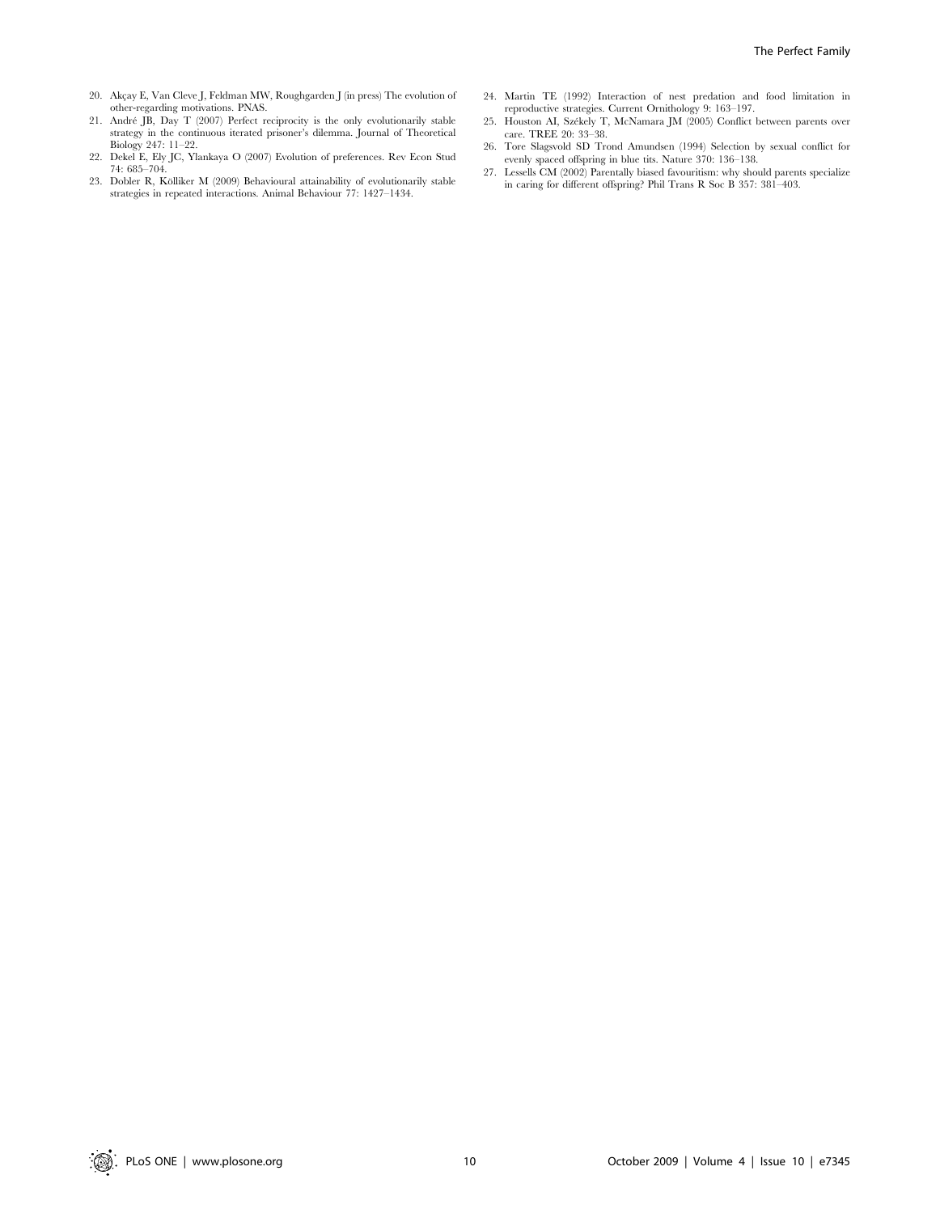20. Akçay E, Van Cleve J, Feldman MW, Roughgarden J (in press) The evolution of other-regarding motivations. PNAS.
21. André JB, Day T (2007) Perfect reciprocity is the only evolutionarily stable strategy in the continuous iterated prisoner's dilemma. Journal of Theoretical Biology 247: 11–22.
22. Dekel E, Ely JC, Ylankaya O (2007) Evolution of preferences. Rev Econ Stud 74: 685–704.
23. Dobler R, Kölliker M (2009) Behavioural attainability of evolutionarily stable strategies in repeated interactions. Animal Behaviour 77: 1427–1434.
24. Martin TE (1992) Interaction of nest predation and food limitation in reproductive strategies. Current Ornithology 9: 163–197.
25. Houston AI, Székely T, McNamara JM (2005) Conflict between parents over care. TREE 20: 33–38.
26. Tore Slagsvold SD Trond Amundsen (1994) Selection by sexual conflict for evenly spaced offspring in blue tits. Nature 370: 136–138.
27. Lessells CM (2002) Parentally biased favouritism: why should parents specialize in caring for different offspring? Phil Trans R Soc B 357: 381–403.